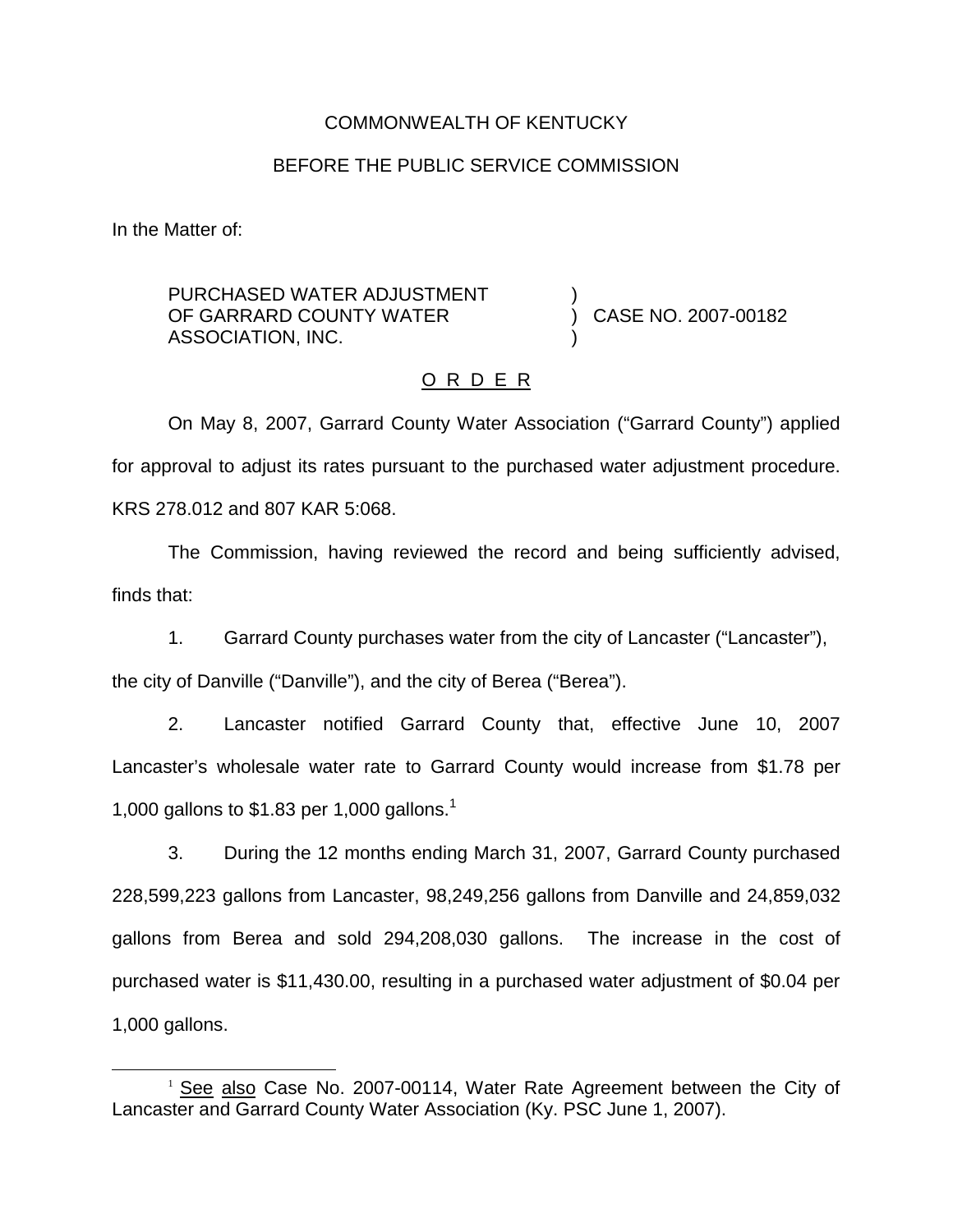COMMONWEALTH OF KENTUCKY

BEFORE THE PUBLIC SERVICE COMMISSION

In the Matter of:

PURCHASED WATER ADJUSTMENT OF GARRARD COUNTY WATER ASSOCIATION, INC. ) CASE NO. 2007-00182

O R D E R

On May 8, 2007, Garrard County Water Association ("Garrard County") applied for approval to adjust its rates pursuant to the purchased water adjustment procedure. KRS 278.012 and 807 KAR 5:068.

The Commission, having reviewed the record and being sufficiently advised, finds that:

1. Garrard County purchases water from the city of Lancaster ("Lancaster"), the city of Danville ("Danville"), and the city of Berea ("Berea").

2. Lancaster notified Garrard County that, effective June 10, 2007 Lancaster's wholesale water rate to Garrard County would increase from $1.78 per 1,000 gallons to $1.83 per 1,000 gallons.[1]

3. During the 12 months ending March 31, 2007, Garrard County purchased 228,599,223 gallons from Lancaster, 98,249,256 gallons from Danville and 24,859,032 gallons from Berea and sold 294,208,030 gallons. The increase in the cost of purchased water is $11,430.00, resulting in a purchased water adjustment of $0.04 per 1,000 gallons.

[1] See also Case No. 2007-00114, Water Rate Agreement between the City of Lancaster and Garrard County Water Association (Ky. PSC June 1, 2007).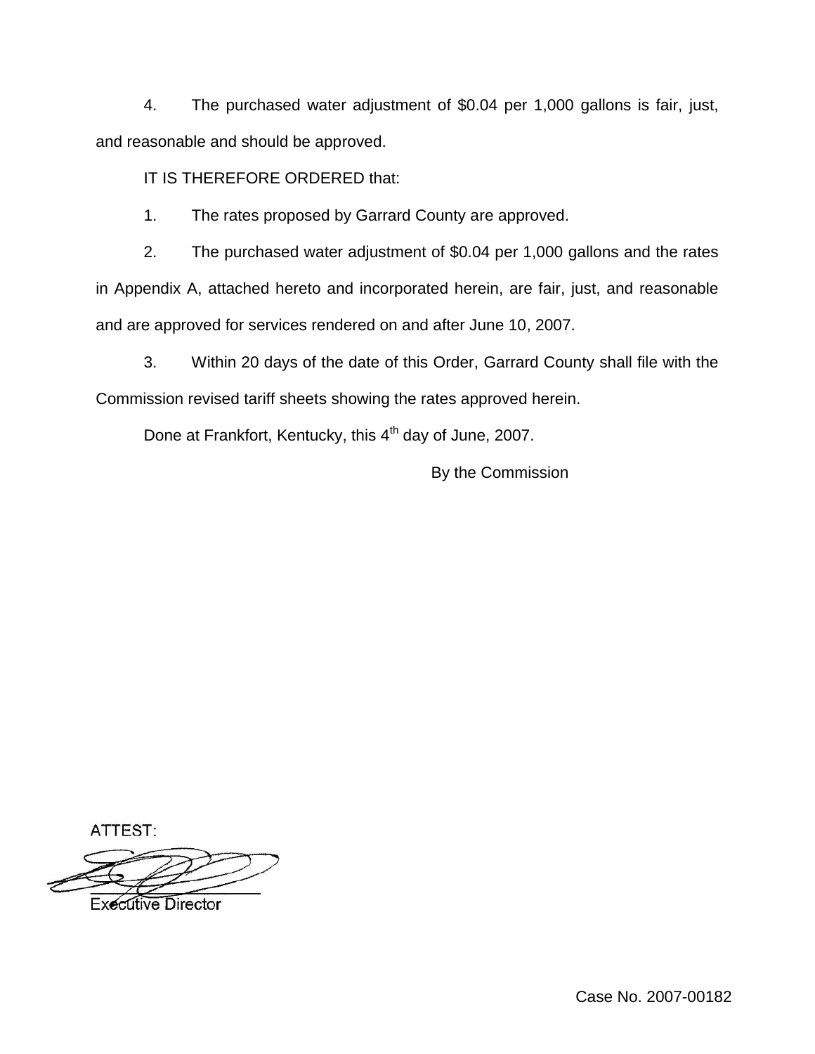4. The purchased water adjustment of $0.04 per 1,000 gallons is fair, just, and reasonable and should be approved.

IT IS THEREFORE ORDERED that:

1. The rates proposed by Garrard County are approved.

2. The purchased water adjustment of $0.04 per 1,000 gallons and the rates in Appendix A, attached hereto and incorporated herein, are fair, just, and reasonable and are approved for services rendered on and after June 10, 2007.

3. Within 20 days of the date of this Order, Garrard County shall file with the Commission revised tariff sheets showing the rates approved herein.

Done at Frankfort, Kentucky, this 4th day of June, 2007.

By the Commission

ATTEST:

Executive Director

Case No. 2007-00182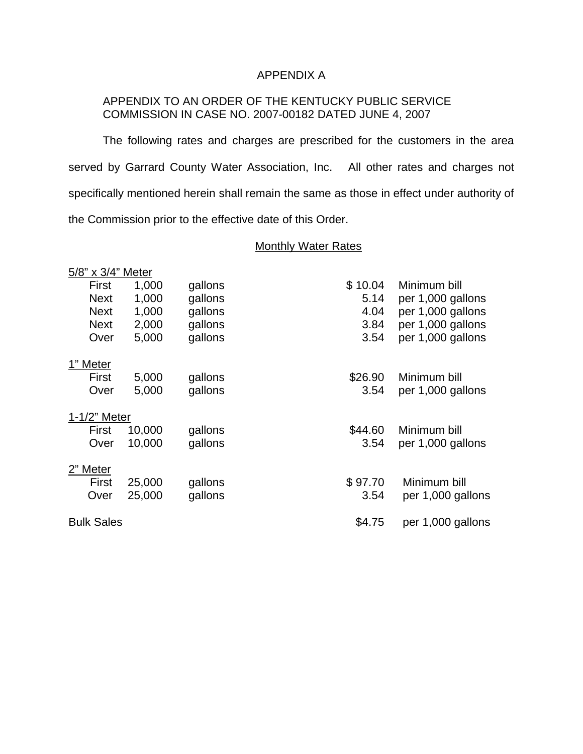APPENDIX A

APPENDIX TO AN ORDER OF THE KENTUCKY PUBLIC SERVICE COMMISSION IN CASE NO. 2007-00182 DATED JUNE 4, 2007

The following rates and charges are prescribed for the customers in the area served by Garrard County Water Association, Inc. All other rates and charges not specifically mentioned herein shall remain the same as those in effect under authority of the Commission prior to the effective date of this Order.

Monthly Water Rates

| | | | | |
|---|---|---|---|---|
| 5/8" x 3/4" Meter | | | | |
| First | 1,000 | gallons | $ 10.04 | Minimum bill |
| Next | 1,000 | gallons | 5.14 | per 1,000 gallons |
| Next | 1,000 | gallons | 4.04 | per 1,000 gallons |
| Next | 2,000 | gallons | 3.84 | per 1,000 gallons |
| Over | 5,000 | gallons | 3.54 | per 1,000 gallons |
| 1" Meter | | | | |
| First | 5,000 | gallons | $26.90 | Minimum bill |
| Over | 5,000 | gallons | 3.54 | per 1,000 gallons |
| 1-1/2" Meter | | | | |
| First | 10,000 | gallons | $44.60 | Minimum bill |
| Over | 10,000 | gallons | 3.54 | per 1,000 gallons |
| 2" Meter | | | | |
| First | 25,000 | gallons | $ 97.70 | Minimum bill |
| Over | 25,000 | gallons | 3.54 | per 1,000 gallons |
| Bulk Sales | | | $4.75 | per 1,000 gallons |